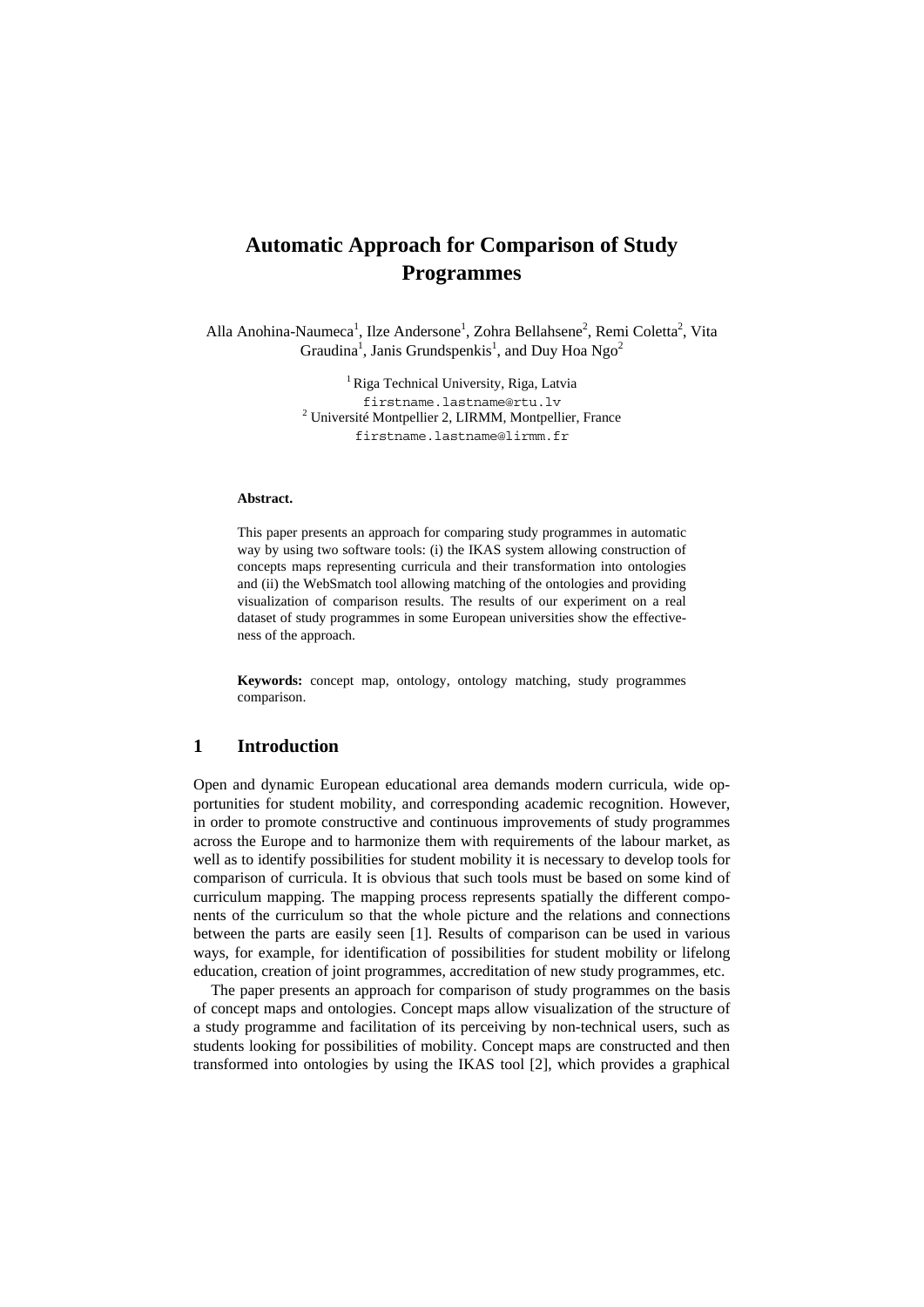# Automatic Approach for Comparison of Study Programmes

Alla Anohina-Naumeca[1], Ilze Andersone[1], Zohra Bellahsene[2], Remi Coletta[2], Vita Graudina[1], Janis Grundspenkis[1], and Duy Hoa Ngo[2]

[1] Riga Technical University, Riga, Latvia
firstname.lastname@rtu.lv
[2] Université Montpellier 2, LIRMM, Montpellier, France
firstname.lastname@lirmm.fr

**Abstract.**

This paper presents an approach for comparing study programmes in automatic way by using two software tools: (i) the IKAS system allowing construction of concepts maps representing curricula and their transformation into ontologies and (ii) the WebSmatch tool allowing matching of the ontologies and providing visualization of comparison results. The results of our experiment on a real dataset of study programmes in some European universities show the effectiveness of the approach.

**Keywords:** concept map, ontology, ontology matching, study programmes comparison.

## 1 Introduction

Open and dynamic European educational area demands modern curricula, wide opportunities for student mobility, and corresponding academic recognition. However, in order to promote constructive and continuous improvements of study programmes across the Europe and to harmonize them with requirements of the labour market, as well as to identify possibilities for student mobility it is necessary to develop tools for comparison of curricula. It is obvious that such tools must be based on some kind of curriculum mapping. The mapping process represents spatially the different components of the curriculum so that the whole picture and the relations and connections between the parts are easily seen [1]. Results of comparison can be used in various ways, for example, for identification of possibilities for student mobility or lifelong education, creation of joint programmes, accreditation of new study programmes, etc.

The paper presents an approach for comparison of study programmes on the basis of concept maps and ontologies. Concept maps allow visualization of the structure of a study programme and facilitation of its perceiving by non-technical users, such as students looking for possibilities of mobility. Concept maps are constructed and then transformed into ontologies by using the IKAS tool [2], which provides a graphical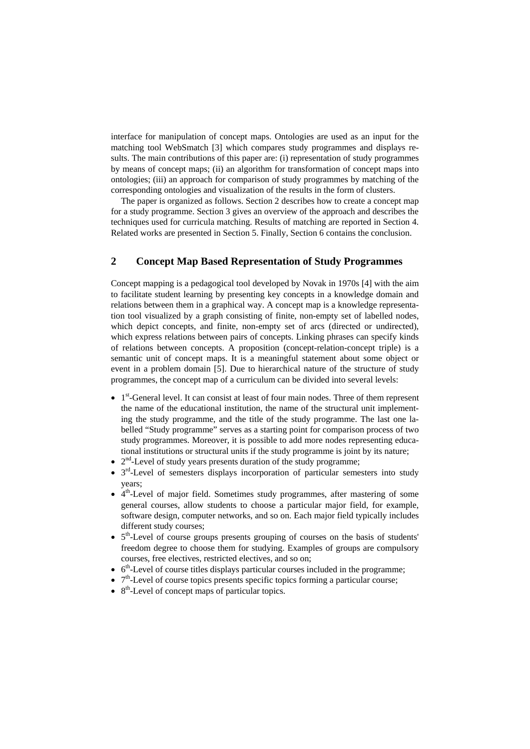interface for manipulation of concept maps. Ontologies are used as an input for the matching tool WebSmatch [3] which compares study programmes and displays results. The main contributions of this paper are: (i) representation of study programmes by means of concept maps; (ii) an algorithm for transformation of concept maps into ontologies; (iii) an approach for comparison of study programmes by matching of the corresponding ontologies and visualization of the results in the form of clusters.

The paper is organized as follows. Section 2 describes how to create a concept map for a study programme. Section 3 gives an overview of the approach and describes the techniques used for curricula matching. Results of matching are reported in Section 4. Related works are presented in Section 5. Finally, Section 6 contains the conclusion.

## 2 Concept Map Based Representation of Study Programmes

Concept mapping is a pedagogical tool developed by Novak in 1970s [4] with the aim to facilitate student learning by presenting key concepts in a knowledge domain and relations between them in a graphical way. A concept map is a knowledge representation tool visualized by a graph consisting of finite, non-empty set of labelled nodes, which depict concepts, and finite, non-empty set of arcs (directed or undirected), which express relations between pairs of concepts. Linking phrases can specify kinds of relations between concepts. A proposition (concept-relation-concept triple) is a semantic unit of concept maps. It is a meaningful statement about some object or event in a problem domain [5]. Due to hierarchical nature of the structure of study programmes, the concept map of a curriculum can be divided into several levels:

- 1st-General level. It can consist at least of four main nodes. Three of them represent the name of the educational institution, the name of the structural unit implementing the study programme, and the title of the study programme. The last one labelled "Study programme" serves as a starting point for comparison process of two study programmes. Moreover, it is possible to add more nodes representing educational institutions or structural units if the study programme is joint by its nature;
- 2nd-Level of study years presents duration of the study programme;
- 3rd-Level of semesters displays incorporation of particular semesters into study years;
- 4th-Level of major field. Sometimes study programmes, after mastering of some general courses, allow students to choose a particular major field, for example, software design, computer networks, and so on. Each major field typically includes different study courses;
- 5th-Level of course groups presents grouping of courses on the basis of students' freedom degree to choose them for studying. Examples of groups are compulsory courses, free electives, restricted electives, and so on;
- 6th-Level of course titles displays particular courses included in the programme;
- 7th-Level of course topics presents specific topics forming a particular course;
- 8th-Level of concept maps of particular topics.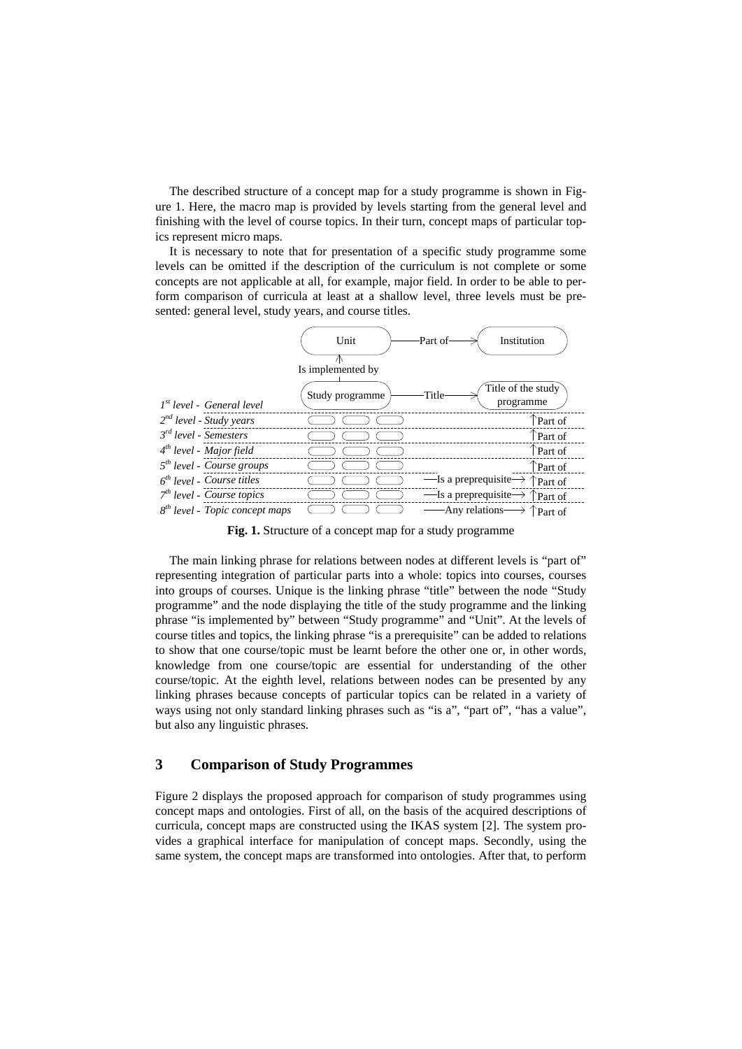The described structure of a concept map for a study programme is shown in Figure 1. Here, the macro map is provided by levels starting from the general level and finishing with the level of course topics. In their turn, concept maps of particular topics represent micro maps.

It is necessary to note that for presentation of a specific study programme some levels can be omitted if the description of the curriculum is not complete or some concepts are not applicable at all, for example, major field. In order to be able to perform comparison of curricula at least at a shallow level, three levels must be presented: general level, study years, and course titles.

**Fig. 1.** Structure of a concept map for a study programme

The main linking phrase for relations between nodes at different levels is "part of" representing integration of particular parts into a whole: topics into courses, courses into groups of courses. Unique is the linking phrase "title" between the node "Study programme" and the node displaying the title of the study programme and the linking phrase "is implemented by" between "Study programme" and "Unit". At the levels of course titles and topics, the linking phrase "is a prerequisite" can be added to relations to show that one course/topic must be learnt before the other one or, in other words, knowledge from one course/topic are essential for understanding of the other course/topic. At the eighth level, relations between nodes can be presented by any linking phrases because concepts of particular topics can be related in a variety of ways using not only standard linking phrases such as "is a", "part of", "has a value", but also any linguistic phrases.

## 3 Comparison of Study Programmes

Figure 2 displays the proposed approach for comparison of study programmes using concept maps and ontologies. First of all, on the basis of the acquired descriptions of curricula, concept maps are constructed using the IKAS system [2]. The system provides a graphical interface for manipulation of concept maps. Secondly, using the same system, the concept maps are transformed into ontologies. After that, to perform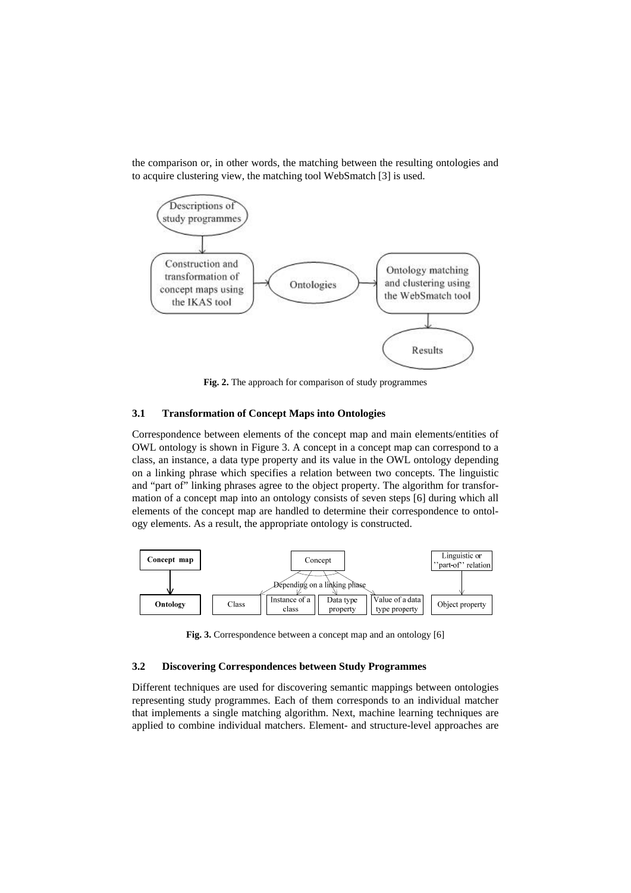the comparison or, in other words, the matching between the resulting ontologies and to acquire clustering view, the matching tool WebSmatch [3] is used.

**Fig. 2.** The approach for comparison of study programmes

### 3.1 Transformation of Concept Maps into Ontologies

Correspondence between elements of the concept map and main elements/entities of OWL ontology is shown in Figure 3. A concept in a concept map can correspond to a class, an instance, a data type property and its value in the OWL ontology depending on a linking phrase which specifies a relation between two concepts. The linguistic and "part of" linking phrases agree to the object property. The algorithm for transformation of a concept map into an ontology consists of seven steps [6] during which all elements of the concept map are handled to determine their correspondence to ontology elements. As a result, the appropriate ontology is constructed.

**Fig. 3.** Correspondence between a concept map and an ontology [6]

### 3.2 Discovering Correspondences between Study Programmes

Different techniques are used for discovering semantic mappings between ontologies representing study programmes. Each of them corresponds to an individual matcher that implements a single matching algorithm. Next, machine learning techniques are applied to combine individual matchers. Element- and structure-level approaches are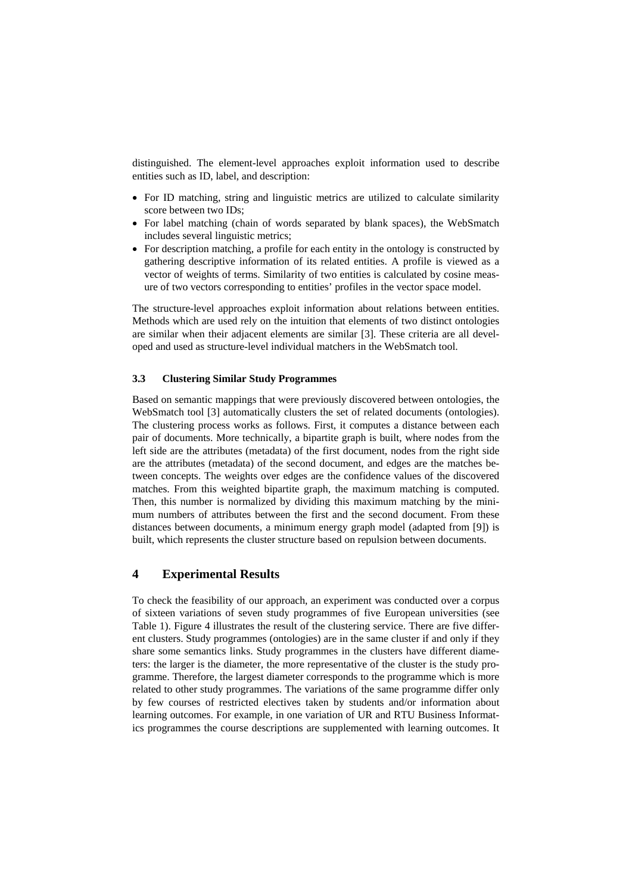distinguished. The element-level approaches exploit information used to describe entities such as ID, label, and description:

- For ID matching, string and linguistic metrics are utilized to calculate similarity score between two IDs;
- For label matching (chain of words separated by blank spaces), the WebSmatch includes several linguistic metrics;
- For description matching, a profile for each entity in the ontology is constructed by gathering descriptive information of its related entities. A profile is viewed as a vector of weights of terms. Similarity of two entities is calculated by cosine measure of two vectors corresponding to entities' profiles in the vector space model.

The structure-level approaches exploit information about relations between entities. Methods which are used rely on the intuition that elements of two distinct ontologies are similar when their adjacent elements are similar [3]. These criteria are all developed and used as structure-level individual matchers in the WebSmatch tool.

### 3.3 Clustering Similar Study Programmes

Based on semantic mappings that were previously discovered between ontologies, the WebSmatch tool [3] automatically clusters the set of related documents (ontologies). The clustering process works as follows. First, it computes a distance between each pair of documents. More technically, a bipartite graph is built, where nodes from the left side are the attributes (metadata) of the first document, nodes from the right side are the attributes (metadata) of the second document, and edges are the matches between concepts. The weights over edges are the confidence values of the discovered matches. From this weighted bipartite graph, the maximum matching is computed. Then, this number is normalized by dividing this maximum matching by the minimum numbers of attributes between the first and the second document. From these distances between documents, a minimum energy graph model (adapted from [9]) is built, which represents the cluster structure based on repulsion between documents.

## 4 Experimental Results

To check the feasibility of our approach, an experiment was conducted over a corpus of sixteen variations of seven study programmes of five European universities (see Table 1). Figure 4 illustrates the result of the clustering service. There are five different clusters. Study programmes (ontologies) are in the same cluster if and only if they share some semantics links. Study programmes in the clusters have different diameters: the larger is the diameter, the more representative of the cluster is the study programme. Therefore, the largest diameter corresponds to the programme which is more related to other study programmes. The variations of the same programme differ only by few courses of restricted electives taken by students and/or information about learning outcomes. For example, in one variation of UR and RTU Business Informatics programmes the course descriptions are supplemented with learning outcomes. It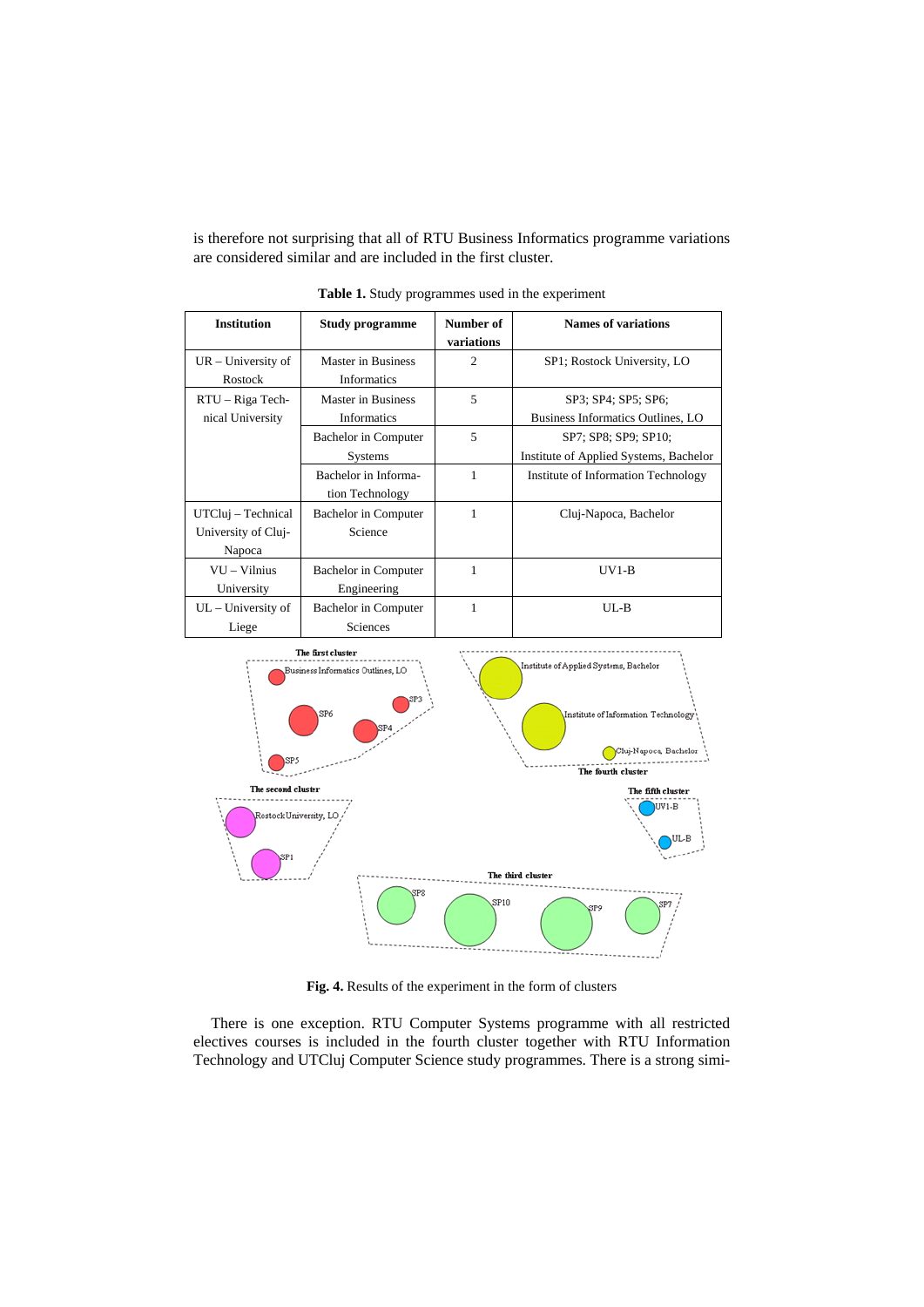is therefore not surprising that all of RTU Business Informatics programme variations are considered similar and are included in the first cluster.

**Table 1.** Study programmes used in the experiment

| Institution | Study programme | Number of variations | Names of variations |
|---|---|---|---|
| UR – University of Rostock | Master in Business Informatics | 2 | SP1; Rostock University, LO |
| RTU – Riga Technical University | Master in Business Informatics | 5 | SP3; SP4; SP5; SP6; Business Informatics Outlines, LO |
| | Bachelor in Computer Systems | 5 | SP7; SP8; SP9; SP10; Institute of Applied Systems, Bachelor |
| | Bachelor in Information Technology | 1 | Institute of Information Technology |
| UTCluj – Technical University of Cluj-Napoca | Bachelor in Computer Science | 1 | Cluj-Napoca, Bachelor |
| VU – Vilnius University | Bachelor in Computer Engineering | 1 | UV1-B |
| UL – University of Liege | Bachelor in Computer Sciences | 1 | UL-B |

**Fig. 4.** Results of the experiment in the form of clusters

There is one exception. RTU Computer Systems programme with all restricted electives courses is included in the fourth cluster together with RTU Information Technology and UTCluj Computer Science study programmes. There is a strong simi-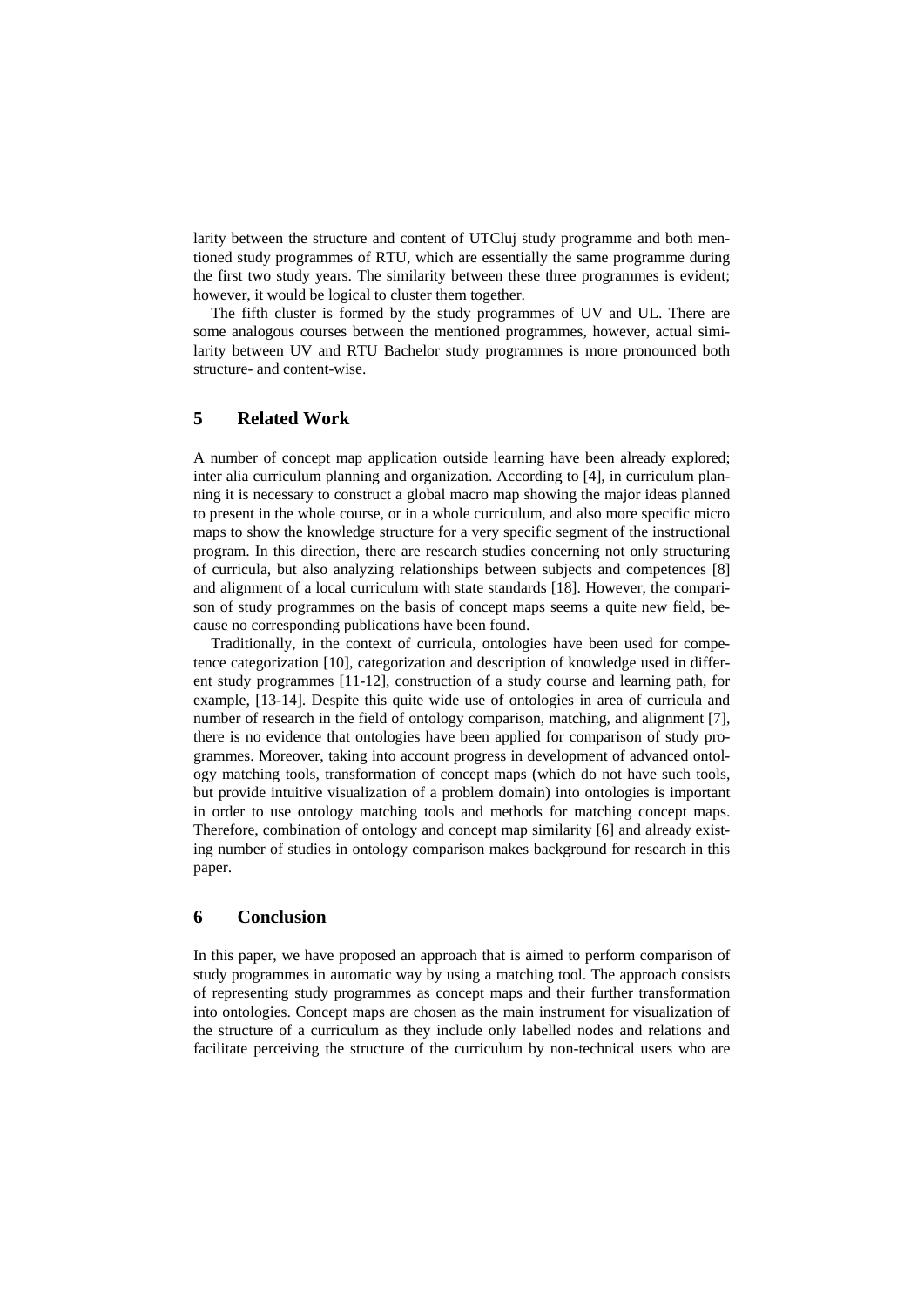larity between the structure and content of UTCluj study programme and both mentioned study programmes of RTU, which are essentially the same programme during the first two study years. The similarity between these three programmes is evident; however, it would be logical to cluster them together.

The fifth cluster is formed by the study programmes of UV and UL. There are some analogous courses between the mentioned programmes, however, actual similarity between UV and RTU Bachelor study programmes is more pronounced both structure- and content-wise.

## 5 Related Work

A number of concept map application outside learning have been already explored; inter alia curriculum planning and organization. According to [4], in curriculum planning it is necessary to construct a global macro map showing the major ideas planned to present in the whole course, or in a whole curriculum, and also more specific micro maps to show the knowledge structure for a very specific segment of the instructional program. In this direction, there are research studies concerning not only structuring of curricula, but also analyzing relationships between subjects and competences [8] and alignment of a local curriculum with state standards [18]. However, the comparison of study programmes on the basis of concept maps seems a quite new field, because no corresponding publications have been found.

Traditionally, in the context of curricula, ontologies have been used for competence categorization [10], categorization and description of knowledge used in different study programmes [11-12], construction of a study course and learning path, for example, [13-14]. Despite this quite wide use of ontologies in area of curricula and number of research in the field of ontology comparison, matching, and alignment [7], there is no evidence that ontologies have been applied for comparison of study programmes. Moreover, taking into account progress in development of advanced ontology matching tools, transformation of concept maps (which do not have such tools, but provide intuitive visualization of a problem domain) into ontologies is important in order to use ontology matching tools and methods for matching concept maps. Therefore, combination of ontology and concept map similarity [6] and already existing number of studies in ontology comparison makes background for research in this paper.

## 6 Conclusion

In this paper, we have proposed an approach that is aimed to perform comparison of study programmes in automatic way by using a matching tool. The approach consists of representing study programmes as concept maps and their further transformation into ontologies. Concept maps are chosen as the main instrument for visualization of the structure of a curriculum as they include only labelled nodes and relations and facilitate perceiving the structure of the curriculum by non-technical users who are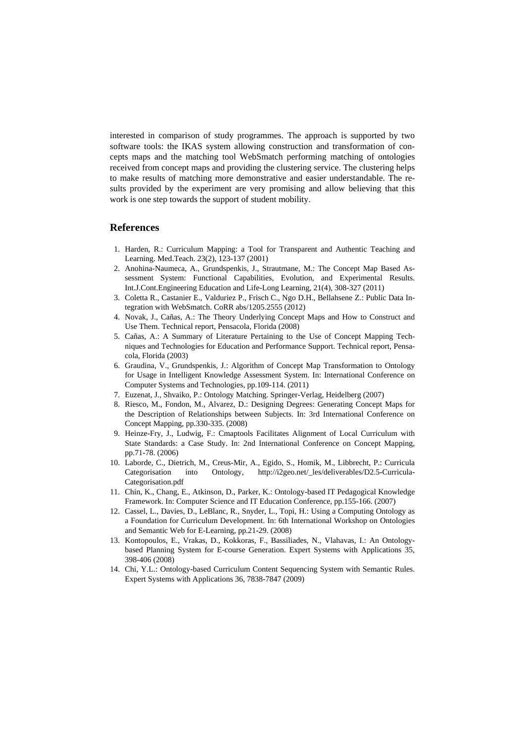interested in comparison of study programmes. The approach is supported by two software tools: the IKAS system allowing construction and transformation of concepts maps and the matching tool WebSmatch performing matching of ontologies received from concept maps and providing the clustering service. The clustering helps to make results of matching more demonstrative and easier understandable. The results provided by the experiment are very promising and allow believing that this work is one step towards the support of student mobility.

## References

1. Harden, R.: Curriculum Mapping: a Tool for Transparent and Authentic Teaching and Learning. Med.Teach. 23(2), 123-137 (2001)
2. Anohina-Naumeca, A., Grundspenkis, J., Strautmane, M.: The Concept Map Based Assessment System: Functional Capabilities, Evolution, and Experimental Results. Int.J.Cont.Engineering Education and Life-Long Learning, 21(4), 308-327 (2011)
3. Coletta R., Castanier E., Valduriez P., Frisch C., Ngo D.H., Bellahsene Z.: Public Data Integration with WebSmatch. CoRR abs/1205.2555 (2012)
4. Novak, J., Cañas, A.: The Theory Underlying Concept Maps and How to Construct and Use Them. Technical report, Pensacola, Florida (2008)
5. Cañas, A.: A Summary of Literature Pertaining to the Use of Concept Mapping Techniques and Technologies for Education and Performance Support. Technical report, Pensacola, Florida (2003)
6. Graudina, V., Grundspenkis, J.: Algorithm of Concept Map Transformation to Ontology for Usage in Intelligent Knowledge Assessment System. In: International Conference on Computer Systems and Technologies, pp.109-114. (2011)
7. Euzenat, J., Shvaiko, P.: Ontology Matching. Springer-Verlag, Heidelberg (2007)
8. Riesco, M., Fondon, M., Alvarez, D.: Designing Degrees: Generating Concept Maps for the Description of Relationships between Subjects. In: 3rd International Conference on Concept Mapping, pp.330-335. (2008)
9. Heinze-Fry, J., Ludwig, F.: Cmaptools Facilitates Alignment of Local Curriculum with State Standards: a Case Study. In: 2nd International Conference on Concept Mapping, pp.71-78. (2006)
10. Laborde, C., Dietrich, M., Creus-Mir, A., Egido, S., Homik, M., Libbrecht, P.: Curricula Categorisation into Ontology, http://i2geo.net/_les/deliverables/D2.5-Curricula-Categorisation.pdf
11. Chin, K., Chang, E., Atkinson, D., Parker, K.: Ontology-based IT Pedagogical Knowledge Framework. In: Computer Science and IT Education Conference, pp.155-166. (2007)
12. Cassel, L., Davies, D., LeBlanc, R., Snyder, L., Topi, H.: Using a Computing Ontology as a Foundation for Curriculum Development. In: 6th International Workshop on Ontologies and Semantic Web for E-Learning, pp.21-29. (2008)
13. Kontopoulos, E., Vrakas, D., Kokkoras, F., Bassiliades, N., Vlahavas, I.: An Ontology-based Planning System for E-course Generation. Expert Systems with Applications 35, 398-406 (2008)
14. Chi, Y.L.: Ontology-based Curriculum Content Sequencing System with Semantic Rules. Expert Systems with Applications 36, 7838-7847 (2009)